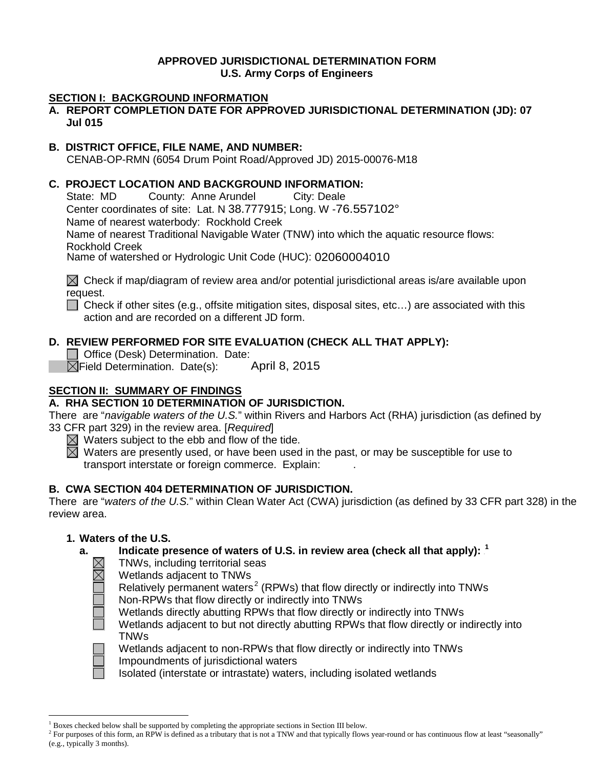**APPROVED JURISDICTIONAL DETERMINATION FORM**
**U.S. Army Corps of Engineers**

## SECTION I: BACKGROUND INFORMATION

**A. REPORT COMPLETION DATE FOR APPROVED JURISDICTIONAL DETERMINATION (JD): 07 Jul 015**

**B. DISTRICT OFFICE, FILE NAME, AND NUMBER:**
CENAB-OP-RMN (6054 Drum Point Road/Approved JD) 2015-00076-M18

**C. PROJECT LOCATION AND BACKGROUND INFORMATION:**
State: MD County: Anne Arundel City: Deale
Center coordinates of site: Lat. N 38.777915; Long. W -76.557102°
Name of nearest waterbody: Rockhold Creek
Name of nearest Traditional Navigable Water (TNW) into which the aquatic resource flows: Rockhold Creek
Name of watershed or Hydrologic Unit Code (HUC): 02060004010

☒ Check if map/diagram of review area and/or potential jurisdictional areas is/are available upon request.
☐ Check if other sites (e.g., offsite mitigation sites, disposal sites, etc…) are associated with this action and are recorded on a different JD form.

**D. REVIEW PERFORMED FOR SITE EVALUATION (CHECK ALL THAT APPLY):**
☐ Office (Desk) Determination. Date:
☒ Field Determination. Date(s): April 8, 2015

## SECTION II: SUMMARY OF FINDINGS

**A. RHA SECTION 10 DETERMINATION OF JURISDICTION.**

There are "*navigable waters of the U.S.*" within Rivers and Harbors Act (RHA) jurisdiction (as defined by 33 CFR part 329) in the review area. [*Required*]

☒ Waters subject to the ebb and flow of the tide.
☒ Waters are presently used, or have been used in the past, or may be susceptible for use to transport interstate or foreign commerce. Explain: .

**B. CWA SECTION 404 DETERMINATION OF JURISDICTION.**

There are "*waters of the U.S.*" within Clean Water Act (CWA) jurisdiction (as defined by 33 CFR part 328) in the review area.

**1. Waters of the U.S.**

**a. Indicate presence of waters of U.S. in review area (check all that apply):** [1]

☒ TNWs, including territorial seas
☒ Wetlands adjacent to TNWs
☐ Relatively permanent waters[2] (RPWs) that flow directly or indirectly into TNWs
☐ Non-RPWs that flow directly or indirectly into TNWs
☐ Wetlands directly abutting RPWs that flow directly or indirectly into TNWs
☐ Wetlands adjacent to but not directly abutting RPWs that flow directly or indirectly into TNWs
☐ Wetlands adjacent to non-RPWs that flow directly or indirectly into TNWs
☐ Impoundments of jurisdictional waters
☐ Isolated (interstate or intrastate) waters, including isolated wetlands

---

[1] Boxes checked below shall be supported by completing the appropriate sections in Section III below.
[2] For purposes of this form, an RPW is defined as a tributary that is not a TNW and that typically flows year-round or has continuous flow at least "seasonally" (e.g., typically 3 months).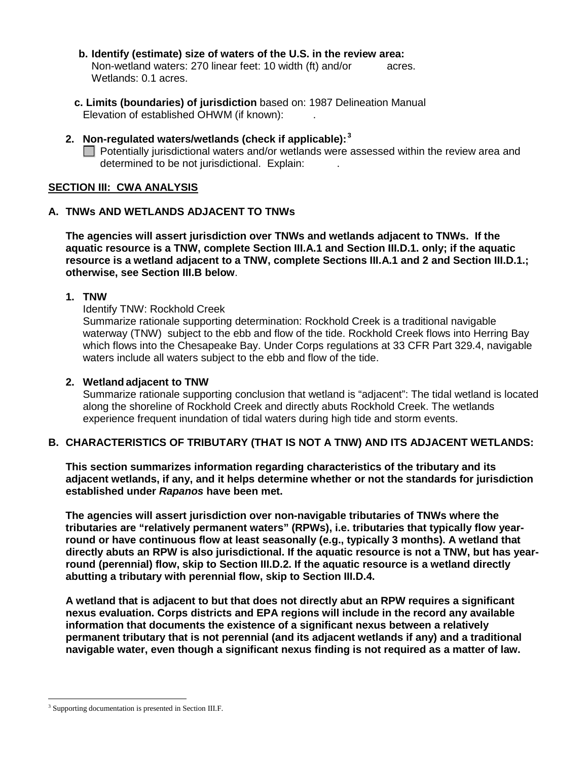**b. Identify (estimate) size of waters of the U.S. in the review area:**
Non-wetland waters: 270 linear feet: 10 width (ft) and/or acres.
Wetlands: 0.1 acres.

**c. Limits (boundaries) of jurisdiction** based on: 1987 Delineation Manual
Elevation of established OHWM (if known): .

**2. Non-regulated waters/wetlands (check if applicable):**[3]

☐ Potentially jurisdictional waters and/or wetlands were assessed within the review area and determined to be not jurisdictional. Explain: .

## SECTION III: CWA ANALYSIS

### A. TNWs AND WETLANDS ADJACENT TO TNWs

**The agencies will assert jurisdiction over TNWs and wetlands adjacent to TNWs. If the aquatic resource is a TNW, complete Section III.A.1 and Section III.D.1. only; if the aquatic resource is a wetland adjacent to a TNW, complete Sections III.A.1 and 2 and Section III.D.1.; otherwise, see Section III.B below**.

**1. TNW**

Identify TNW: Rockhold Creek

Summarize rationale supporting determination: Rockhold Creek is a traditional navigable waterway (TNW) subject to the ebb and flow of the tide. Rockhold Creek flows into Herring Bay which flows into the Chesapeake Bay. Under Corps regulations at 33 CFR Part 329.4, navigable waters include all waters subject to the ebb and flow of the tide.

**2. Wetland adjacent to TNW**

Summarize rationale supporting conclusion that wetland is "adjacent": The tidal wetland is located along the shoreline of Rockhold Creek and directly abuts Rockhold Creek. The wetlands experience frequent inundation of tidal waters during high tide and storm events.

### B. CHARACTERISTICS OF TRIBUTARY (THAT IS NOT A TNW) AND ITS ADJACENT WETLANDS:

**This section summarizes information regarding characteristics of the tributary and its adjacent wetlands, if any, and it helps determine whether or not the standards for jurisdiction established under *Rapanos* have been met.**

**The agencies will assert jurisdiction over non-navigable tributaries of TNWs where the tributaries are "relatively permanent waters" (RPWs), i.e. tributaries that typically flow year-round or have continuous flow at least seasonally (e.g., typically 3 months). A wetland that directly abuts an RPW is also jurisdictional. If the aquatic resource is not a TNW, but has year-round (perennial) flow, skip to Section III.D.2. If the aquatic resource is a wetland directly abutting a tributary with perennial flow, skip to Section III.D.4.**

**A wetland that is adjacent to but that does not directly abut an RPW requires a significant nexus evaluation. Corps districts and EPA regions will include in the record any available information that documents the existence of a significant nexus between a relatively permanent tributary that is not perennial (and its adjacent wetlands if any) and a traditional navigable water, even though a significant nexus finding is not required as a matter of law.**

---

[3] Supporting documentation is presented in Section III.F.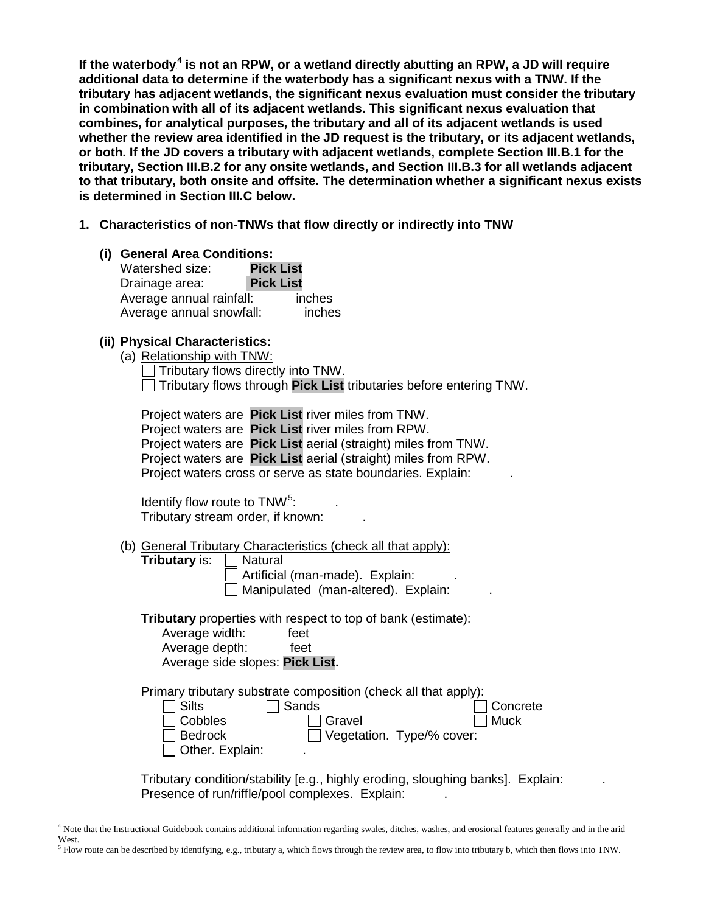**If the waterbody[4] is not an RPW, or a wetland directly abutting an RPW, a JD will require additional data to determine if the waterbody has a significant nexus with a TNW. If the tributary has adjacent wetlands, the significant nexus evaluation must consider the tributary in combination with all of its adjacent wetlands. This significant nexus evaluation that combines, for analytical purposes, the tributary and all of its adjacent wetlands is used whether the review area identified in the JD request is the tributary, or its adjacent wetlands, or both. If the JD covers a tributary with adjacent wetlands, complete Section III.B.1 for the tributary, Section III.B.2 for any onsite wetlands, and Section III.B.3 for all wetlands adjacent to that tributary, both onsite and offsite. The determination whether a significant nexus exists is determined in Section III.C below.**

**1. Characteristics of non-TNWs that flow directly or indirectly into TNW**

**(i) General Area Conditions:**

Watershed size: **Pick List**
Drainage area: **Pick List**
Average annual rainfall: inches
Average annual snowfall: inches

**(ii) Physical Characteristics:**

(a) Relationship with TNW:

☐ Tributary flows directly into TNW.
☐ Tributary flows through **Pick List** tributaries before entering TNW.

Project waters are **Pick List** river miles from TNW.
Project waters are **Pick List** river miles from RPW.
Project waters are **Pick List** aerial (straight) miles from TNW.
Project waters are **Pick List** aerial (straight) miles from RPW.
Project waters cross or serve as state boundaries. Explain: .

Identify flow route to TNW[5]: .
Tributary stream order, if known: .

(b) General Tributary Characteristics (check all that apply):

**Tributary** is: ☐ Natural
☐ Artificial (man-made). Explain: .
☐ Manipulated (man-altered). Explain: .

**Tributary** properties with respect to top of bank (estimate):
Average width: feet
Average depth: feet
Average side slopes: **Pick List.**

Primary tributary substrate composition (check all that apply):

☐ Silts ☐ Sands ☐ Concrete
☐ Cobbles ☐ Gravel ☐ Muck
☐ Bedrock ☐ Vegetation. Type/% cover:
☐ Other. Explain: .

Tributary condition/stability [e.g., highly eroding, sloughing banks]. Explain: .
Presence of run/riffle/pool complexes. Explain: .

---

[4] Note that the Instructional Guidebook contains additional information regarding swales, ditches, washes, and erosional features generally and in the arid West.

[5] Flow route can be described by identifying, e.g., tributary a, which flows through the review area, to flow into tributary b, which then flows into TNW.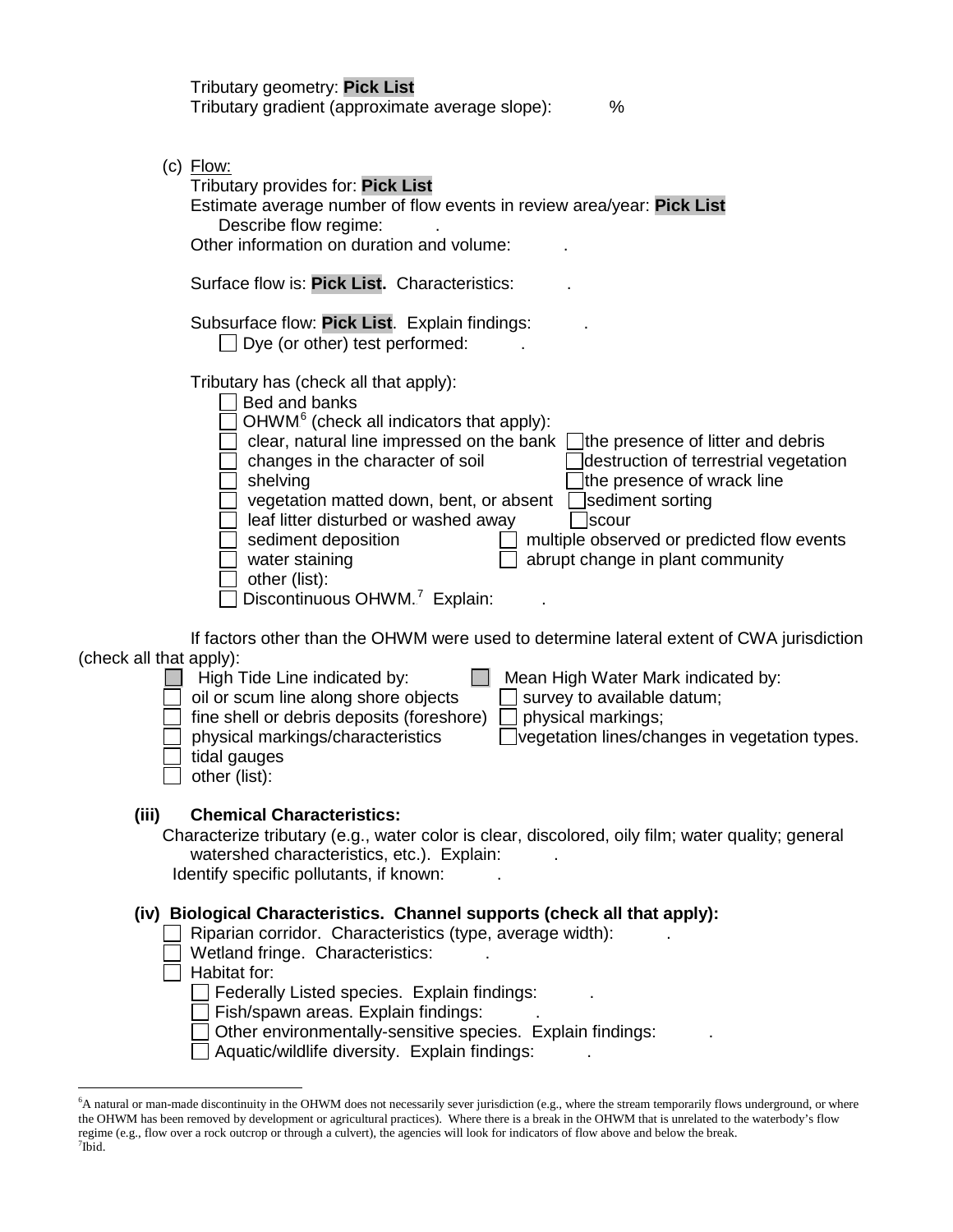Tributary geometry: **Pick List**
Tributary gradient (approximate average slope): %

(c) Flow:
Tributary provides for: **Pick List**
Estimate average number of flow events in review area/year: **Pick List**
Describe flow regime: .
Other information on duration and volume: .

Surface flow is: **Pick List.** Characteristics: .

Subsurface flow: **Pick List**. Explain findings: .
☐ Dye (or other) test performed: .

Tributary has (check all that apply):
☐ Bed and banks
☐ OHWM[6] (check all indicators that apply):
☐ clear, natural line impressed on the bank ☐ the presence of litter and debris
☐ changes in the character of soil ☐ destruction of terrestrial vegetation
☐ shelving ☐ the presence of wrack line
☐ vegetation matted down, bent, or absent ☐ sediment sorting
☐ leaf litter disturbed or washed away ☐ scour
☐ sediment deposition ☐ multiple observed or predicted flow events
☐ water staining ☐ abrupt change in plant community
☐ other (list):
☐ Discontinuous OHWM.[7] Explain: .

If factors other than the OHWM were used to determine lateral extent of CWA jurisdiction (check all that apply):
☐ High Tide Line indicated by: ☐ Mean High Water Mark indicated by:
☐ oil or scum line along shore objects ☐ survey to available datum;
☐ fine shell or debris deposits (foreshore) ☐ physical markings;
☐ physical markings/characteristics ☐ vegetation lines/changes in vegetation types.
☐ tidal gauges
☐ other (list):

**(iii) Chemical Characteristics:**
Characterize tributary (e.g., water color is clear, discolored, oily film; water quality; general watershed characteristics, etc.). Explain: .
Identify specific pollutants, if known: .

**(iv) Biological Characteristics. Channel supports (check all that apply):**
☐ Riparian corridor. Characteristics (type, average width): .
☐ Wetland fringe. Characteristics: .
☐ Habitat for:
☐ Federally Listed species. Explain findings: .
☐ Fish/spawn areas. Explain findings: .
☐ Other environmentally-sensitive species. Explain findings: .
☐ Aquatic/wildlife diversity. Explain findings: .

---

[6]A natural or man-made discontinuity in the OHWM does not necessarily sever jurisdiction (e.g., where the stream temporarily flows underground, or where the OHWM has been removed by development or agricultural practices). Where there is a break in the OHWM that is unrelated to the waterbody's flow regime (e.g., flow over a rock outcrop or through a culvert), the agencies will look for indicators of flow above and below the break.
[7]Ibid.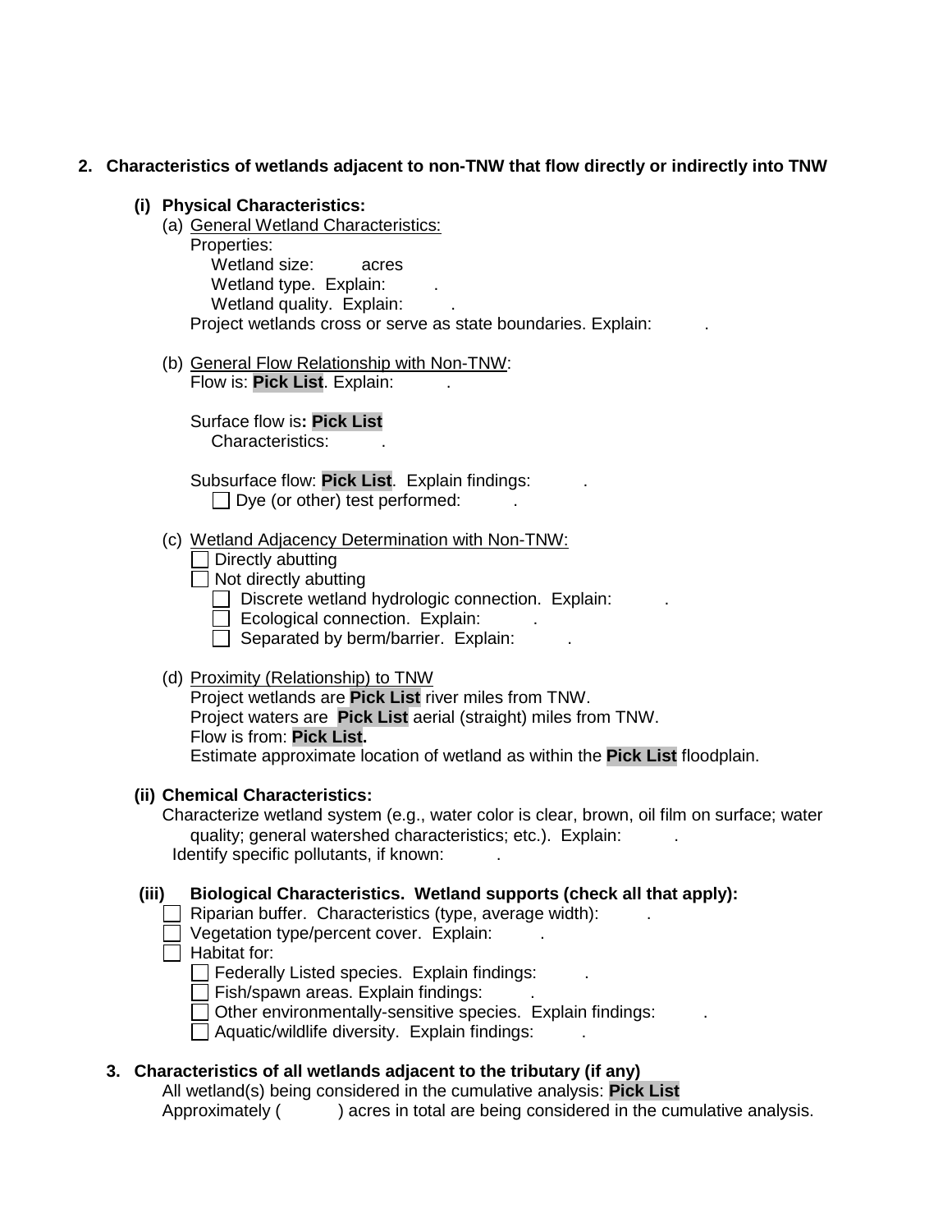## 2. Characteristics of wetlands adjacent to non-TNW that flow directly or indirectly into TNW

### (i) Physical Characteristics:

(a) General Wetland Characteristics:

Properties:

Wetland size: acres

Wetland type. Explain: .

Wetland quality. Explain: .

Project wetlands cross or serve as state boundaries. Explain: .

(b) General Flow Relationship with Non-TNW:

Flow is: **Pick List**. Explain: .

Surface flow is**: Pick List**

Characteristics: .

Subsurface flow: **Pick List**. Explain findings: .

☐ Dye (or other) test performed: .

(c) Wetland Adjacency Determination with Non-TNW:

☐ Directly abutting

☐ Not directly abutting

- ☐ Discrete wetland hydrologic connection. Explain: .
- ☐ Ecological connection. Explain: .
- ☐ Separated by berm/barrier. Explain: .

(d) Proximity (Relationship) to TNW

Project wetlands are **Pick List** river miles from TNW.

Project waters are **Pick List** aerial (straight) miles from TNW.

Flow is from: **Pick List.**

Estimate approximate location of wetland as within the **Pick List** floodplain.

### (ii) Chemical Characteristics:

Characterize wetland system (e.g., water color is clear, brown, oil film on surface; water quality; general watershed characteristics; etc.). Explain: .

Identify specific pollutants, if known: .

### (iii) Biological Characteristics. Wetland supports (check all that apply):

☐ Riparian buffer. Characteristics (type, average width): .

☐ Vegetation type/percent cover. Explain: .

☐ Habitat for:

- ☐ Federally Listed species. Explain findings: .
- ☐ Fish/spawn areas. Explain findings: .
- ☐ Other environmentally-sensitive species. Explain findings: .
- ☐ Aquatic/wildlife diversity. Explain findings: .

## 3. Characteristics of all wetlands adjacent to the tributary (if any)

All wetland(s) being considered in the cumulative analysis: **Pick List**

Approximately ( ) acres in total are being considered in the cumulative analysis.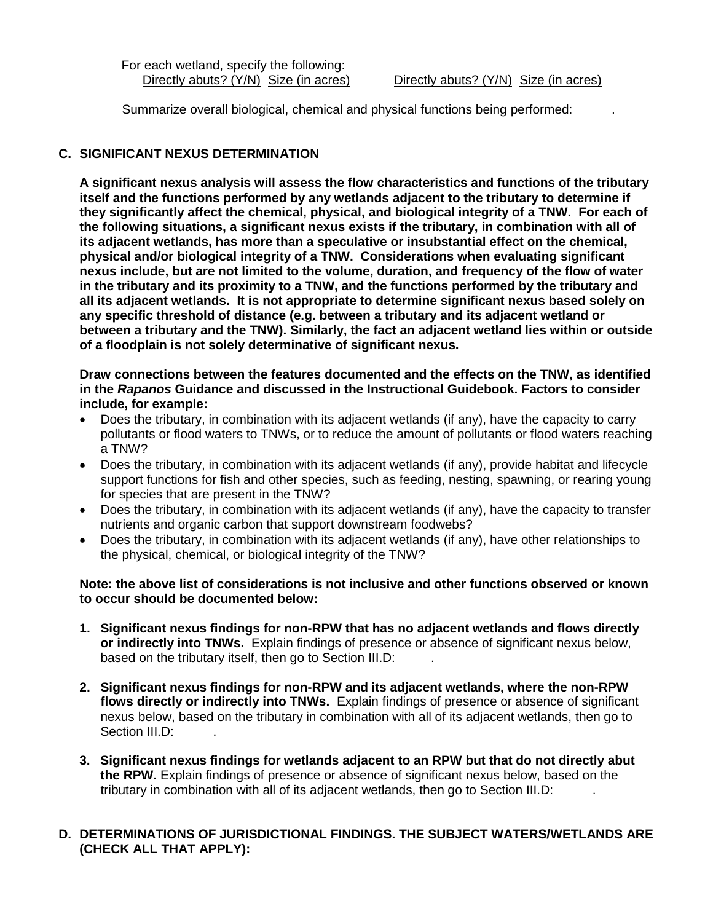For each wetland, specify the following:

Directly abuts? (Y/N)  Size (in acres)          Directly abuts? (Y/N)  Size (in acres)

Summarize overall biological, chemical and physical functions being performed: .

### C. SIGNIFICANT NEXUS DETERMINATION

**A significant nexus analysis will assess the flow characteristics and functions of the tributary itself and the functions performed by any wetlands adjacent to the tributary to determine if they significantly affect the chemical, physical, and biological integrity of a TNW. For each of the following situations, a significant nexus exists if the tributary, in combination with all of its adjacent wetlands, has more than a speculative or insubstantial effect on the chemical, physical and/or biological integrity of a TNW. Considerations when evaluating significant nexus include, but are not limited to the volume, duration, and frequency of the flow of water in the tributary and its proximity to a TNW, and the functions performed by the tributary and all its adjacent wetlands. It is not appropriate to determine significant nexus based solely on any specific threshold of distance (e.g. between a tributary and its adjacent wetland or between a tributary and the TNW). Similarly, the fact an adjacent wetland lies within or outside of a floodplain is not solely determinative of significant nexus.**

**Draw connections between the features documented and the effects on the TNW, as identified in the *Rapanos* Guidance and discussed in the Instructional Guidebook. Factors to consider include, for example:**

- Does the tributary, in combination with its adjacent wetlands (if any), have the capacity to carry pollutants or flood waters to TNWs, or to reduce the amount of pollutants or flood waters reaching a TNW?
- Does the tributary, in combination with its adjacent wetlands (if any), provide habitat and lifecycle support functions for fish and other species, such as feeding, nesting, spawning, or rearing young for species that are present in the TNW?
- Does the tributary, in combination with its adjacent wetlands (if any), have the capacity to transfer nutrients and organic carbon that support downstream foodwebs?
- Does the tributary, in combination with its adjacent wetlands (if any), have other relationships to the physical, chemical, or biological integrity of the TNW?

**Note: the above list of considerations is not inclusive and other functions observed or known to occur should be documented below:**

1. **Significant nexus findings for non-RPW that has no adjacent wetlands and flows directly or indirectly into TNWs.** Explain findings of presence or absence of significant nexus below, based on the tributary itself, then go to Section III.D: .

2. **Significant nexus findings for non-RPW and its adjacent wetlands, where the non-RPW flows directly or indirectly into TNWs.** Explain findings of presence or absence of significant nexus below, based on the tributary in combination with all of its adjacent wetlands, then go to Section III.D: .

3. **Significant nexus findings for wetlands adjacent to an RPW but that do not directly abut the RPW.** Explain findings of presence or absence of significant nexus below, based on the tributary in combination with all of its adjacent wetlands, then go to Section III.D: .

### D. DETERMINATIONS OF JURISDICTIONAL FINDINGS. THE SUBJECT WATERS/WETLANDS ARE (CHECK ALL THAT APPLY):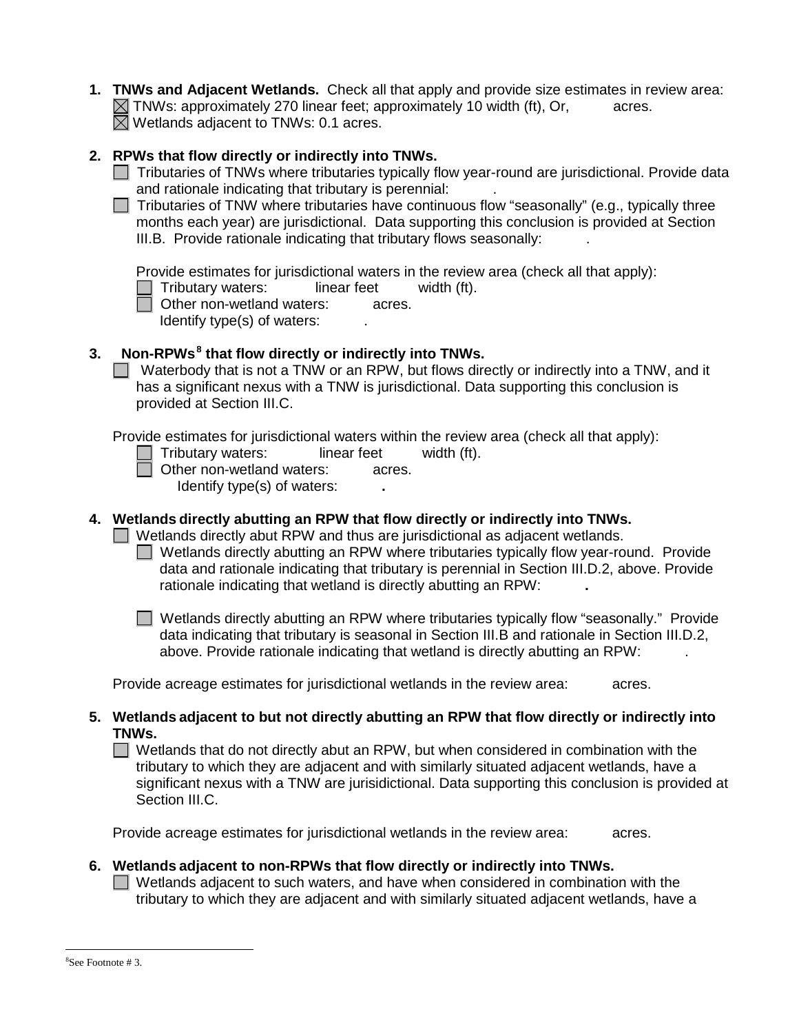1. **TNWs and Adjacent Wetlands.** Check all that apply and provide size estimates in review area:
   ☒ TNWs: approximately 270 linear feet; approximately 10 width (ft), Or, acres.
   ☒ Wetlands adjacent to TNWs: 0.1 acres.

2. **RPWs that flow directly or indirectly into TNWs.**
   ☐ Tributaries of TNWs where tributaries typically flow year-round are jurisdictional. Provide data and rationale indicating that tributary is perennial: .
   ☐ Tributaries of TNW where tributaries have continuous flow "seasonally" (e.g., typically three months each year) are jurisdictional. Data supporting this conclusion is provided at Section III.B. Provide rationale indicating that tributary flows seasonally: .

   Provide estimates for jurisdictional waters in the review area (check all that apply):
   ☐ Tributary waters: linear feet width (ft).
   ☐ Other non-wetland waters: acres.
   Identify type(s) of waters: .

3. **Non-RPWs[8] that flow directly or indirectly into TNWs.**
   ☐ Waterbody that is not a TNW or an RPW, but flows directly or indirectly into a TNW, and it has a significant nexus with a TNW is jurisdictional. Data supporting this conclusion is provided at Section III.C.

   Provide estimates for jurisdictional waters within the review area (check all that apply):
   ☐ Tributary waters: linear feet width (ft).
   ☐ Other non-wetland waters: acres.
   Identify type(s) of waters: **.**

4. **Wetlands directly abutting an RPW that flow directly or indirectly into TNWs.**
   ☐ Wetlands directly abut RPW and thus are jurisdictional as adjacent wetlands.
   ☐ Wetlands directly abutting an RPW where tributaries typically flow year-round. Provide data and rationale indicating that tributary is perennial in Section III.D.2, above. Provide rationale indicating that wetland is directly abutting an RPW: **.**

   ☐ Wetlands directly abutting an RPW where tributaries typically flow "seasonally." Provide data indicating that tributary is seasonal in Section III.B and rationale in Section III.D.2, above. Provide rationale indicating that wetland is directly abutting an RPW: .

   Provide acreage estimates for jurisdictional wetlands in the review area: acres.

5. **Wetlands adjacent to but not directly abutting an RPW that flow directly or indirectly into TNWs.**
   ☐ Wetlands that do not directly abut an RPW, but when considered in combination with the tributary to which they are adjacent and with similarly situated adjacent wetlands, have a significant nexus with a TNW are jurisidictional. Data supporting this conclusion is provided at Section III.C.

   Provide acreage estimates for jurisdictional wetlands in the review area: acres.

6. **Wetlands adjacent to non-RPWs that flow directly or indirectly into TNWs.**
   ☐ Wetlands adjacent to such waters, and have when considered in combination with the tributary to which they are adjacent and with similarly situated adjacent wetlands, have a

---

[8] See Footnote # 3.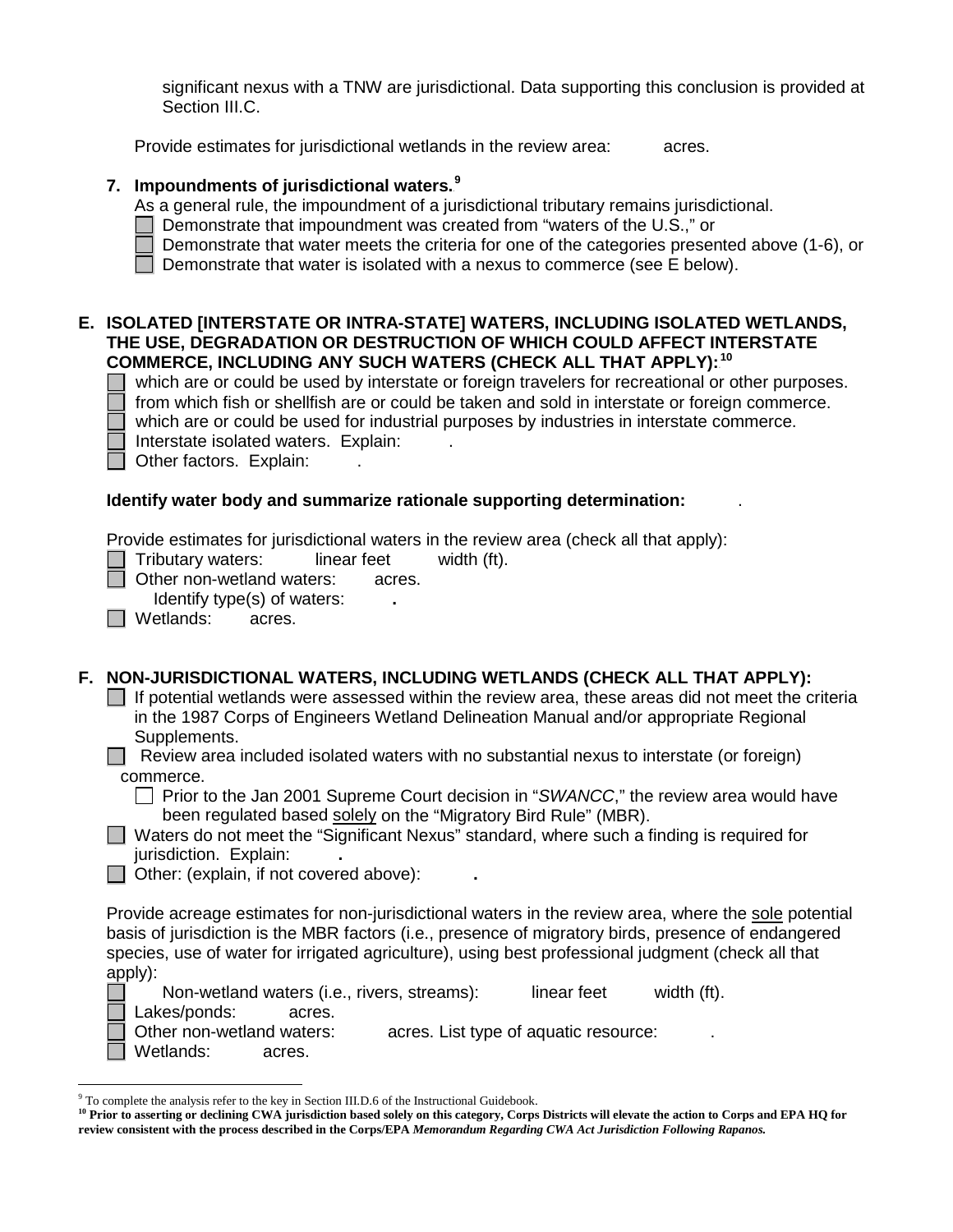significant nexus with a TNW are jurisdictional. Data supporting this conclusion is provided at Section III.C.

Provide estimates for jurisdictional wetlands in the review area: acres.

**7. Impoundments of jurisdictional waters.**[9]

As a general rule, the impoundment of a jurisdictional tributary remains jurisdictional.

- ☐ Demonstrate that impoundment was created from "waters of the U.S.," or
- ☐ Demonstrate that water meets the criteria for one of the categories presented above (1-6), or
- ☐ Demonstrate that water is isolated with a nexus to commerce (see E below).

## E. ISOLATED [INTERSTATE OR INTRA-STATE] WATERS, INCLUDING ISOLATED WETLANDS, THE USE, DEGRADATION OR DESTRUCTION OF WHICH COULD AFFECT INTERSTATE COMMERCE, INCLUDING ANY SUCH WATERS (CHECK ALL THAT APPLY):[10]

- ☐ which are or could be used by interstate or foreign travelers for recreational or other purposes.
- ☐ from which fish or shellfish are or could be taken and sold in interstate or foreign commerce.
- ☐ which are or could be used for industrial purposes by industries in interstate commerce.
- ☐ Interstate isolated waters. Explain: .
- ☐ Other factors. Explain: .

**Identify water body and summarize rationale supporting determination:** .

Provide estimates for jurisdictional waters in the review area (check all that apply):

- ☐ Tributary waters: linear feet width (ft).
- ☐ Other non-wetland waters: acres.
  - Identify type(s) of waters: **.**
- ☐ Wetlands: acres.

## F. NON-JURISDICTIONAL WATERS, INCLUDING WETLANDS (CHECK ALL THAT APPLY):

- ☐ If potential wetlands were assessed within the review area, these areas did not meet the criteria in the 1987 Corps of Engineers Wetland Delineation Manual and/or appropriate Regional Supplements.
- ☐ Review area included isolated waters with no substantial nexus to interstate (or foreign) commerce.
  - ☐ Prior to the Jan 2001 Supreme Court decision in "*SWANCC*," the review area would have been regulated based solely on the "Migratory Bird Rule" (MBR).
- ☐ Waters do not meet the "Significant Nexus" standard, where such a finding is required for jurisdiction. Explain: **.**
- ☐ Other: (explain, if not covered above): **.**

Provide acreage estimates for non-jurisdictional waters in the review area, where the sole potential basis of jurisdiction is the MBR factors (i.e., presence of migratory birds, presence of endangered species, use of water for irrigated agriculture), using best professional judgment (check all that apply):

- ☐ Non-wetland waters (i.e., rivers, streams): linear feet width (ft).
- ☐ Lakes/ponds: acres.
- ☐ Other non-wetland waters: acres. List type of aquatic resource: .
- ☐ Wetlands: acres.

---

[9] To complete the analysis refer to the key in Section III.D.6 of the Instructional Guidebook.

[10] **Prior to asserting or declining CWA jurisdiction based solely on this category, Corps Districts will elevate the action to Corps and EPA HQ for review consistent with the process described in the Corps/EPA *Memorandum Regarding CWA Act Jurisdiction Following Rapanos.***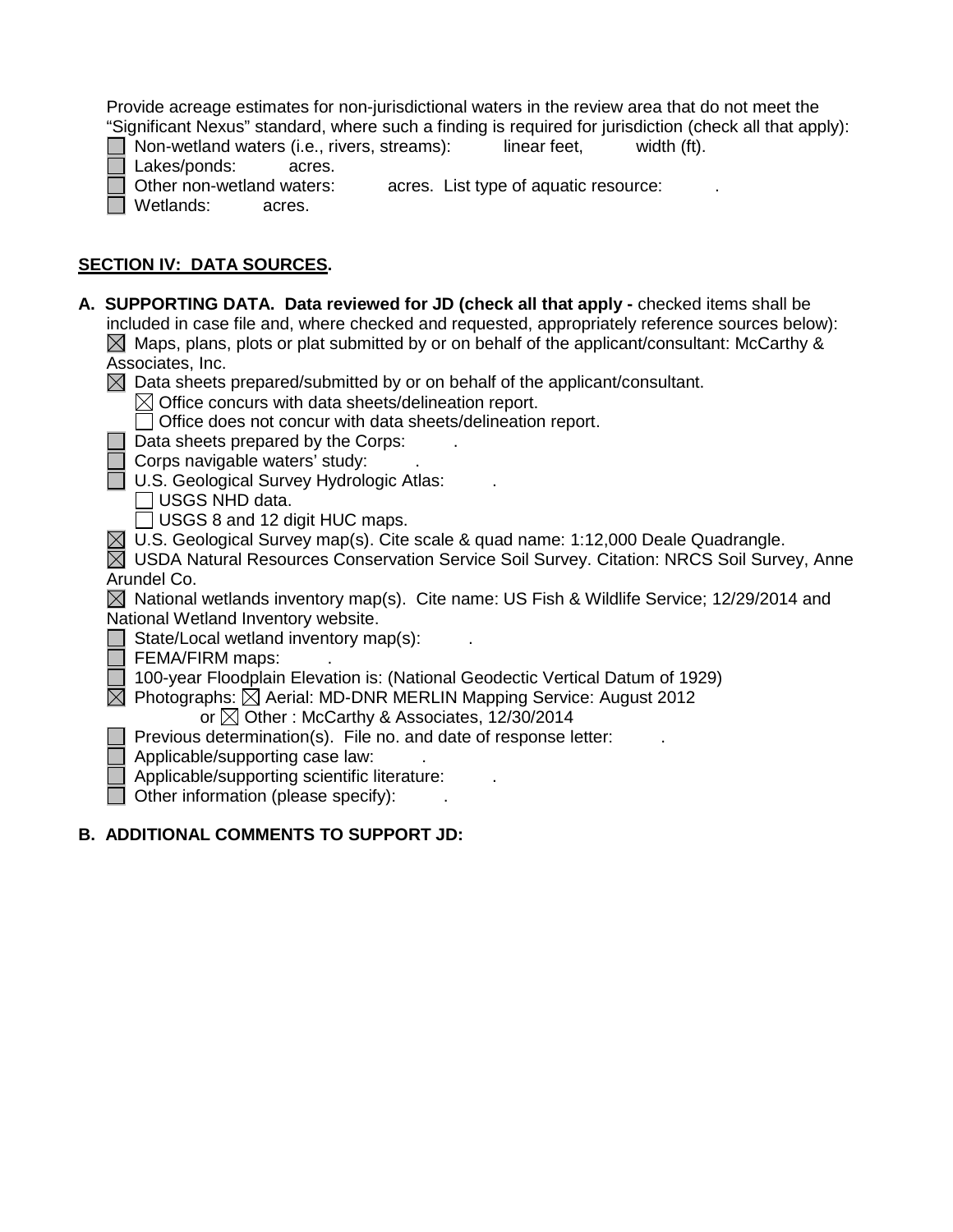Provide acreage estimates for non-jurisdictional waters in the review area that do not meet the "Significant Nexus" standard, where such a finding is required for jurisdiction (check all that apply):

- ☐ Non-wetland waters (i.e., rivers, streams): linear feet, width (ft).
- ☐ Lakes/ponds: acres.
- ☐ Other non-wetland waters: acres. List type of aquatic resource: .
- ☐ Wetlands: acres.

## SECTION IV: DATA SOURCES.

**A. SUPPORTING DATA. Data reviewed for JD (check all that apply -** checked items shall be included in case file and, where checked and requested, appropriately reference sources below):

- ☒ Maps, plans, plots or plat submitted by or on behalf of the applicant/consultant: McCarthy & Associates, Inc.
- ☒ Data sheets prepared/submitted by or on behalf of the applicant/consultant.
  - ☒ Office concurs with data sheets/delineation report.
  - ☐ Office does not concur with data sheets/delineation report.
- ☐ Data sheets prepared by the Corps: .
- ☐ Corps navigable waters' study: .
- ☐ U.S. Geological Survey Hydrologic Atlas: .
  - ☐ USGS NHD data.
  - ☐ USGS 8 and 12 digit HUC maps.
- ☒ U.S. Geological Survey map(s). Cite scale & quad name: 1:12,000 Deale Quadrangle.
- ☒ USDA Natural Resources Conservation Service Soil Survey. Citation: NRCS Soil Survey, Anne Arundel Co.
- ☒ National wetlands inventory map(s). Cite name: US Fish & Wildlife Service; 12/29/2014 and National Wetland Inventory website.
- ☐ State/Local wetland inventory map(s): .
- ☐ FEMA/FIRM maps: .
- ☐ 100-year Floodplain Elevation is: (National Geodectic Vertical Datum of 1929)
- ☒ Photographs: ☒ Aerial: MD-DNR MERLIN Mapping Service: August 2012
  or ☒ Other : McCarthy & Associates, 12/30/2014
- ☐ Previous determination(s). File no. and date of response letter: .
- ☐ Applicable/supporting case law: .
- ☐ Applicable/supporting scientific literature: .
- ☐ Other information (please specify): .

**B. ADDITIONAL COMMENTS TO SUPPORT JD:**